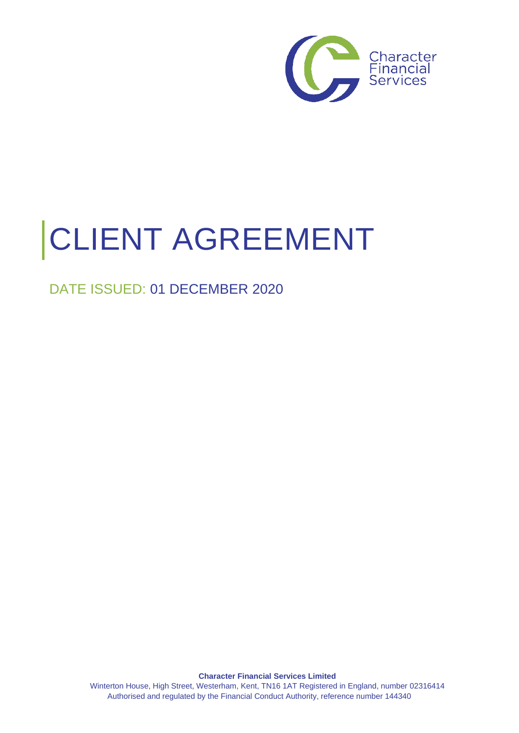Character Financial Services

# CLIENT AGREEMENT

## DATE ISSUED: 01 DECEMBER 2020

**Character Financial Services Limited**

Winterton House, High Street, Westerham, Kent, TN16 1AT Registered in England, number 02316414
Authorised and regulated by the Financial Conduct Authority, reference number 144340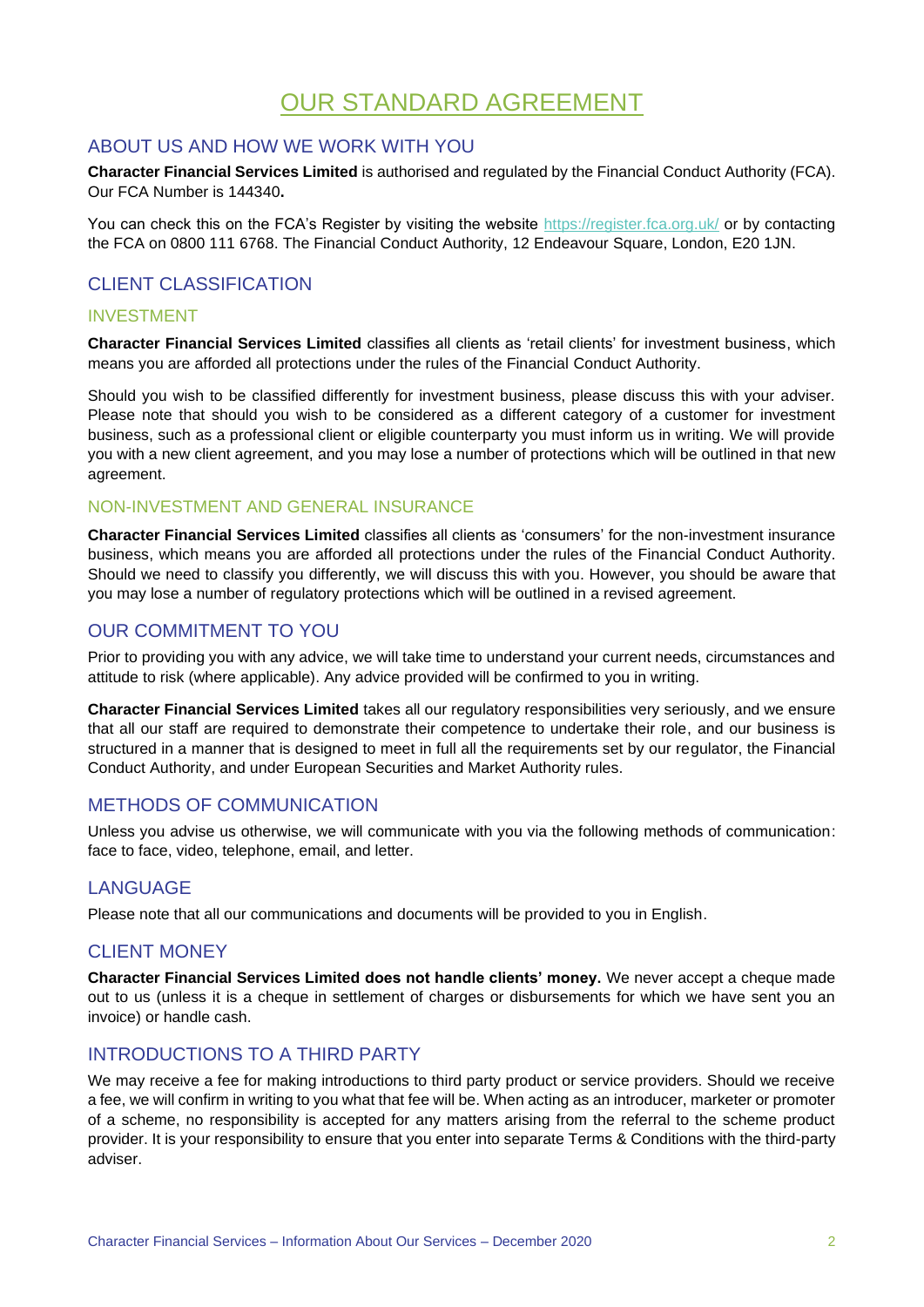# OUR STANDARD AGREEMENT

## ABOUT US AND HOW WE WORK WITH YOU

**Character Financial Services Limited** is authorised and regulated by the Financial Conduct Authority (FCA). Our FCA Number is 144340**.**

You can check this on the FCA's Register by visiting the website https://register.fca.org.uk/ or by contacting the FCA on 0800 111 6768. The Financial Conduct Authority, 12 Endeavour Square, London, E20 1JN.

## CLIENT CLASSIFICATION

### INVESTMENT

**Character Financial Services Limited** classifies all clients as 'retail clients' for investment business, which means you are afforded all protections under the rules of the Financial Conduct Authority.

Should you wish to be classified differently for investment business, please discuss this with your adviser. Please note that should you wish to be considered as a different category of a customer for investment business, such as a professional client or eligible counterparty you must inform us in writing. We will provide you with a new client agreement, and you may lose a number of protections which will be outlined in that new agreement.

### NON-INVESTMENT AND GENERAL INSURANCE

**Character Financial Services Limited** classifies all clients as 'consumers' for the non-investment insurance business, which means you are afforded all protections under the rules of the Financial Conduct Authority. Should we need to classify you differently, we will discuss this with you. However, you should be aware that you may lose a number of regulatory protections which will be outlined in a revised agreement.

## OUR COMMITMENT TO YOU

Prior to providing you with any advice, we will take time to understand your current needs, circumstances and attitude to risk (where applicable). Any advice provided will be confirmed to you in writing.

**Character Financial Services Limited** takes all our regulatory responsibilities very seriously, and we ensure that all our staff are required to demonstrate their competence to undertake their role, and our business is structured in a manner that is designed to meet in full all the requirements set by our regulator, the Financial Conduct Authority, and under European Securities and Market Authority rules.

## METHODS OF COMMUNICATION

Unless you advise us otherwise, we will communicate with you via the following methods of communication: face to face, video, telephone, email, and letter.

## LANGUAGE

Please note that all our communications and documents will be provided to you in English.

## CLIENT MONEY

**Character Financial Services Limited does not handle clients' money.** We never accept a cheque made out to us (unless it is a cheque in settlement of charges or disbursements for which we have sent you an invoice) or handle cash.

## INTRODUCTIONS TO A THIRD PARTY

We may receive a fee for making introductions to third party product or service providers. Should we receive a fee, we will confirm in writing to you what that fee will be. When acting as an introducer, marketer or promoter of a scheme, no responsibility is accepted for any matters arising from the referral to the scheme product provider. It is your responsibility to ensure that you enter into separate Terms & Conditions with the third-party adviser.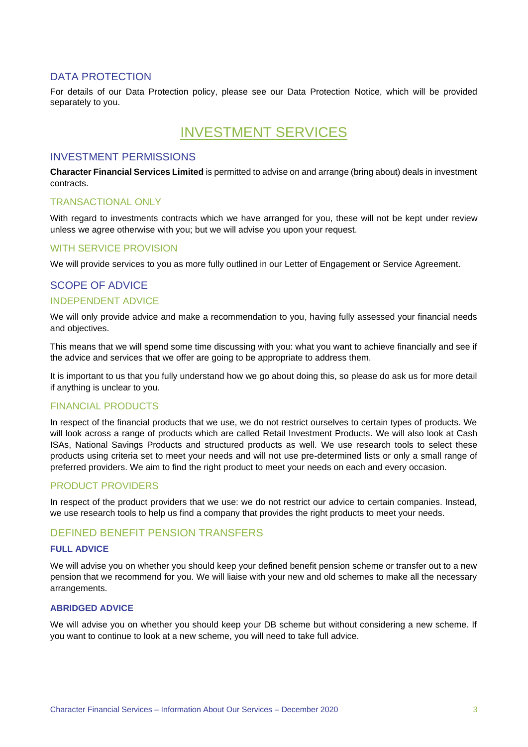## DATA PROTECTION

For details of our Data Protection policy, please see our Data Protection Notice, which will be provided separately to you.

# INVESTMENT SERVICES

## INVESTMENT PERMISSIONS

**Character Financial Services Limited** is permitted to advise on and arrange (bring about) deals in investment contracts.

### TRANSACTIONAL ONLY

With regard to investments contracts which we have arranged for you, these will not be kept under review unless we agree otherwise with you; but we will advise you upon your request.

### WITH SERVICE PROVISION

We will provide services to you as more fully outlined in our Letter of Engagement or Service Agreement.

## SCOPE OF ADVICE

### INDEPENDENT ADVICE

We will only provide advice and make a recommendation to you, having fully assessed your financial needs and objectives.

This means that we will spend some time discussing with you: what you want to achieve financially and see if the advice and services that we offer are going to be appropriate to address them.

It is important to us that you fully understand how we go about doing this, so please do ask us for more detail if anything is unclear to you.

### FINANCIAL PRODUCTS

In respect of the financial products that we use, we do not restrict ourselves to certain types of products. We will look across a range of products which are called Retail Investment Products. We will also look at Cash ISAs, National Savings Products and structured products as well. We use research tools to select these products using criteria set to meet your needs and will not use pre-determined lists or only a small range of preferred providers. We aim to find the right product to meet your needs on each and every occasion.

### PRODUCT PROVIDERS

In respect of the product providers that we use: we do not restrict our advice to certain companies. Instead, we use research tools to help us find a company that provides the right products to meet your needs.

### DEFINED BENEFIT PENSION TRANSFERS

#### FULL ADVICE

We will advise you on whether you should keep your defined benefit pension scheme or transfer out to a new pension that we recommend for you. We will liaise with your new and old schemes to make all the necessary arrangements.

#### ABRIDGED ADVICE

We will advise you on whether you should keep your DB scheme but without considering a new scheme. If you want to continue to look at a new scheme, you will need to take full advice.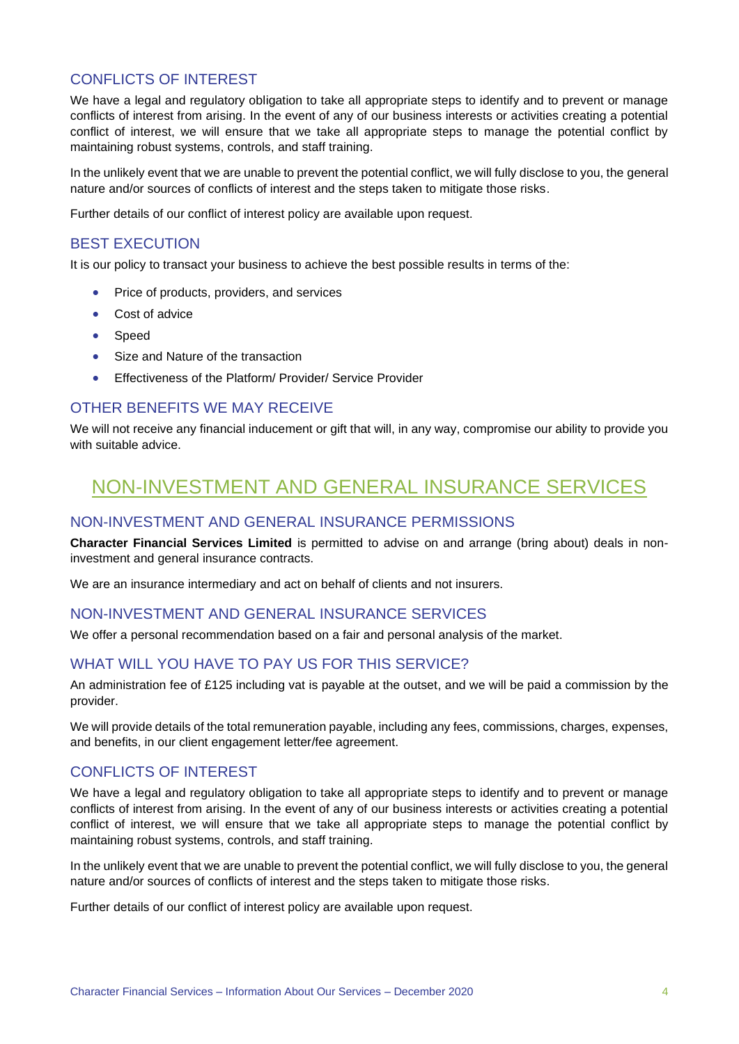### CONFLICTS OF INTEREST

We have a legal and regulatory obligation to take all appropriate steps to identify and to prevent or manage conflicts of interest from arising. In the event of any of our business interests or activities creating a potential conflict of interest, we will ensure that we take all appropriate steps to manage the potential conflict by maintaining robust systems, controls, and staff training.

In the unlikely event that we are unable to prevent the potential conflict, we will fully disclose to you, the general nature and/or sources of conflicts of interest and the steps taken to mitigate those risks.

Further details of our conflict of interest policy are available upon request.

### BEST EXECUTION

It is our policy to transact your business to achieve the best possible results in terms of the:

- Price of products, providers, and services
- Cost of advice
- Speed
- Size and Nature of the transaction
- Effectiveness of the Platform/ Provider/ Service Provider

### OTHER BENEFITS WE MAY RECEIVE

We will not receive any financial inducement or gift that will, in any way, compromise our ability to provide you with suitable advice.

## NON-INVESTMENT AND GENERAL INSURANCE SERVICES

### NON-INVESTMENT AND GENERAL INSURANCE PERMISSIONS

**Character Financial Services Limited** is permitted to advise on and arrange (bring about) deals in non-investment and general insurance contracts.

We are an insurance intermediary and act on behalf of clients and not insurers.

### NON-INVESTMENT AND GENERAL INSURANCE SERVICES

We offer a personal recommendation based on a fair and personal analysis of the market.

### WHAT WILL YOU HAVE TO PAY US FOR THIS SERVICE?

An administration fee of £125 including vat is payable at the outset, and we will be paid a commission by the provider.

We will provide details of the total remuneration payable, including any fees, commissions, charges, expenses, and benefits, in our client engagement letter/fee agreement.

### CONFLICTS OF INTEREST

We have a legal and regulatory obligation to take all appropriate steps to identify and to prevent or manage conflicts of interest from arising. In the event of any of our business interests or activities creating a potential conflict of interest, we will ensure that we take all appropriate steps to manage the potential conflict by maintaining robust systems, controls, and staff training.

In the unlikely event that we are unable to prevent the potential conflict, we will fully disclose to you, the general nature and/or sources of conflicts of interest and the steps taken to mitigate those risks.

Further details of our conflict of interest policy are available upon request.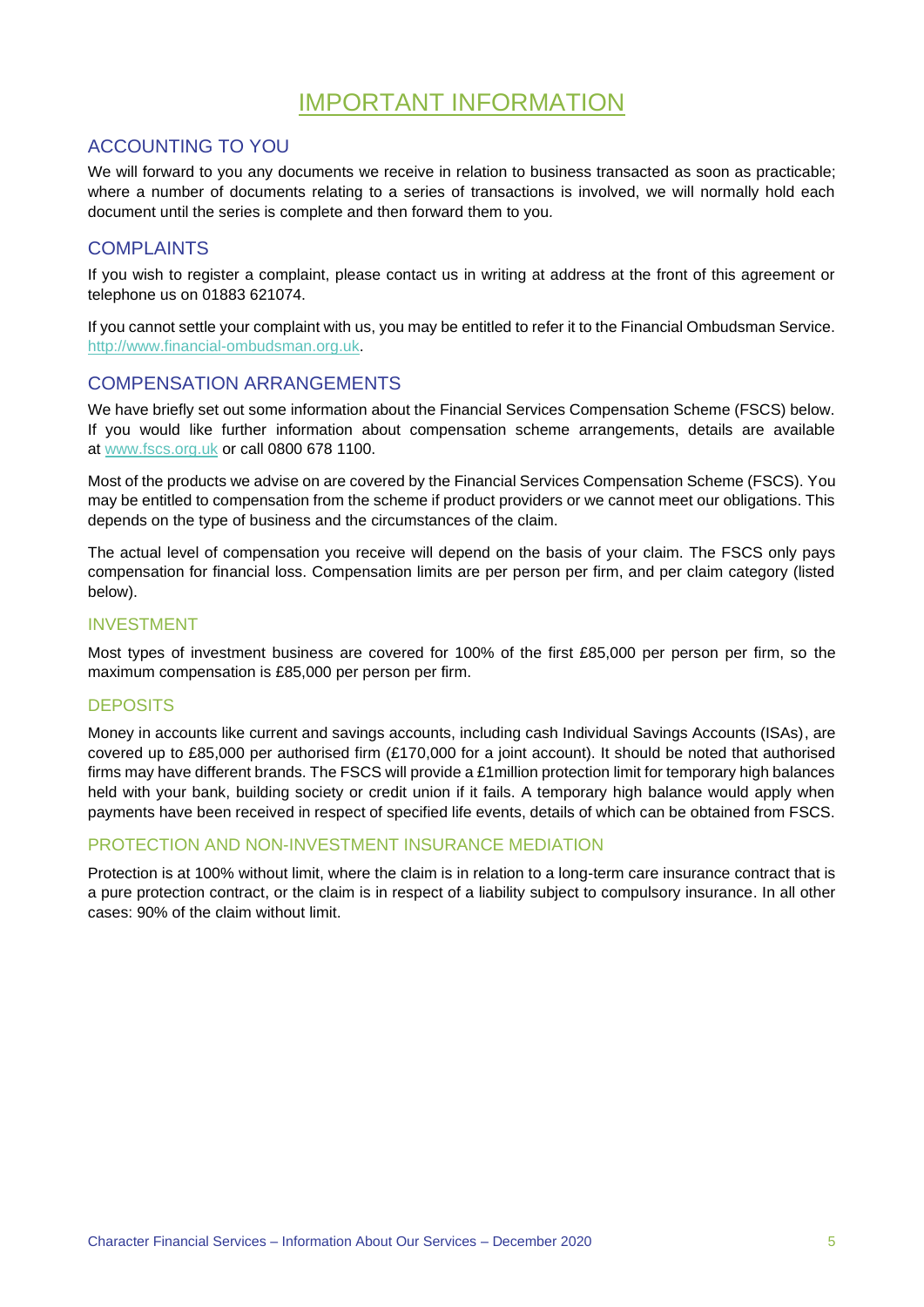# IMPORTANT INFORMATION

## ACCOUNTING TO YOU

We will forward to you any documents we receive in relation to business transacted as soon as practicable; where a number of documents relating to a series of transactions is involved, we will normally hold each document until the series is complete and then forward them to you.

## COMPLAINTS

If you wish to register a complaint, please contact us in writing at address at the front of this agreement or telephone us on 01883 621074.

If you cannot settle your complaint with us, you may be entitled to refer it to the Financial Ombudsman Service. http://www.financial-ombudsman.org.uk.

## COMPENSATION ARRANGEMENTS

We have briefly set out some information about the Financial Services Compensation Scheme (FSCS) below. If you would like further information about compensation scheme arrangements, details are available at www.fscs.org.uk or call 0800 678 1100.

Most of the products we advise on are covered by the Financial Services Compensation Scheme (FSCS). You may be entitled to compensation from the scheme if product providers or we cannot meet our obligations. This depends on the type of business and the circumstances of the claim.

The actual level of compensation you receive will depend on the basis of your claim. The FSCS only pays compensation for financial loss. Compensation limits are per person per firm, and per claim category (listed below).

### INVESTMENT

Most types of investment business are covered for 100% of the first £85,000 per person per firm, so the maximum compensation is £85,000 per person per firm.

### DEPOSITS

Money in accounts like current and savings accounts, including cash Individual Savings Accounts (ISAs), are covered up to £85,000 per authorised firm (£170,000 for a joint account). It should be noted that authorised firms may have different brands. The FSCS will provide a £1million protection limit for temporary high balances held with your bank, building society or credit union if it fails. A temporary high balance would apply when payments have been received in respect of specified life events, details of which can be obtained from FSCS.

### PROTECTION AND NON-INVESTMENT INSURANCE MEDIATION

Protection is at 100% without limit, where the claim is in relation to a long-term care insurance contract that is a pure protection contract, or the claim is in respect of a liability subject to compulsory insurance. In all other cases: 90% of the claim without limit.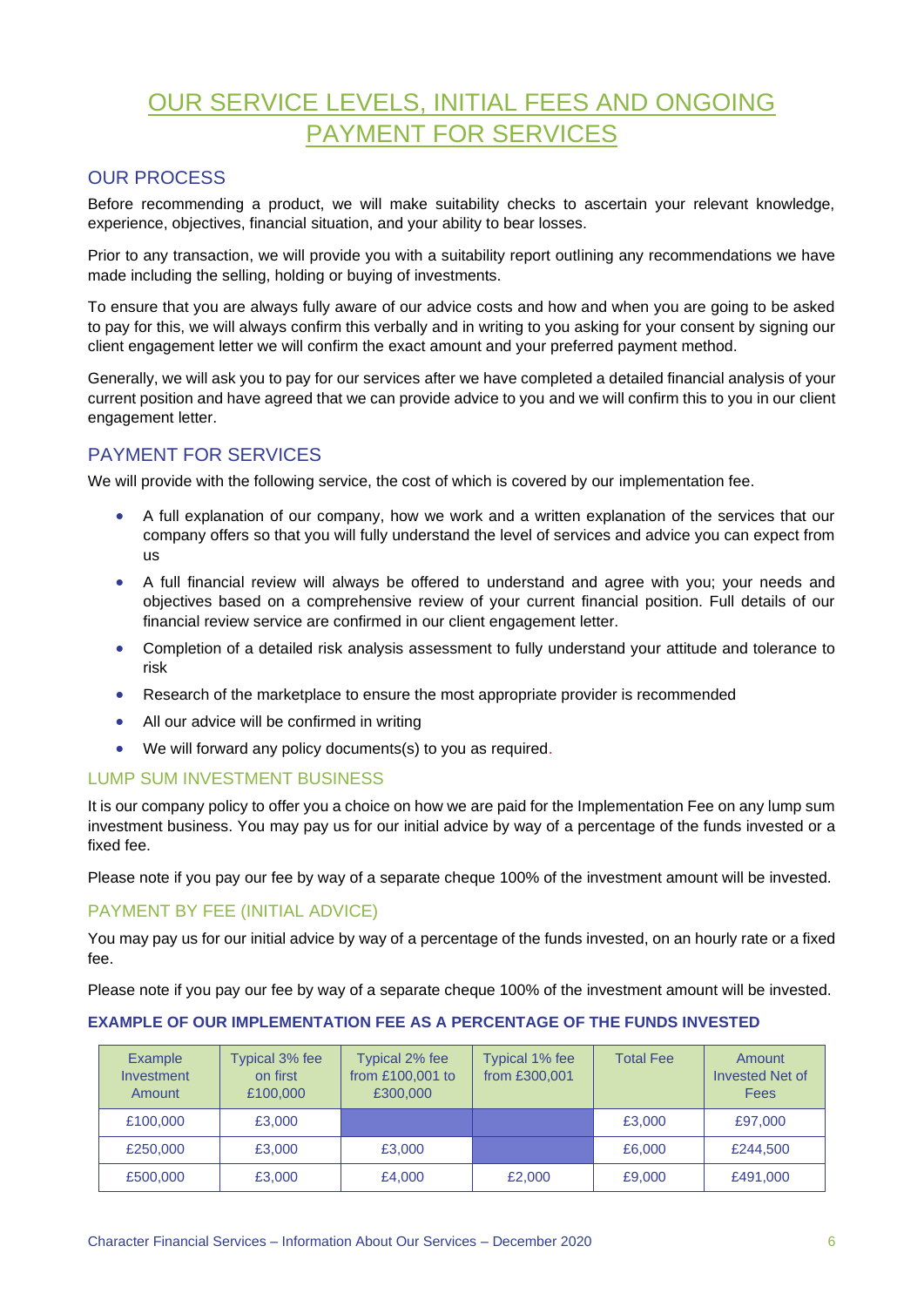# OUR SERVICE LEVELS, INITIAL FEES AND ONGOING PAYMENT FOR SERVICES

## OUR PROCESS

Before recommending a product, we will make suitability checks to ascertain your relevant knowledge, experience, objectives, financial situation, and your ability to bear losses.

Prior to any transaction, we will provide you with a suitability report outlining any recommendations we have made including the selling, holding or buying of investments.

To ensure that you are always fully aware of our advice costs and how and when you are going to be asked to pay for this, we will always confirm this verbally and in writing to you asking for your consent by signing our client engagement letter we will confirm the exact amount and your preferred payment method.

Generally, we will ask you to pay for our services after we have completed a detailed financial analysis of your current position and have agreed that we can provide advice to you and we will confirm this to you in our client engagement letter.

## PAYMENT FOR SERVICES

We will provide with the following service, the cost of which is covered by our implementation fee.

- A full explanation of our company, how we work and a written explanation of the services that our company offers so that you will fully understand the level of services and advice you can expect from us
- A full financial review will always be offered to understand and agree with you; your needs and objectives based on a comprehensive review of your current financial position. Full details of our financial review service are confirmed in our client engagement letter.
- Completion of a detailed risk analysis assessment to fully understand your attitude and tolerance to risk
- Research of the marketplace to ensure the most appropriate provider is recommended
- All our advice will be confirmed in writing
- We will forward any policy documents(s) to you as required.

### LUMP SUM INVESTMENT BUSINESS

It is our company policy to offer you a choice on how we are paid for the Implementation Fee on any lump sum investment business. You may pay us for our initial advice by way of a percentage of the funds invested or a fixed fee.

Please note if you pay our fee by way of a separate cheque 100% of the investment amount will be invested.

### PAYMENT BY FEE (INITIAL ADVICE)

You may pay us for our initial advice by way of a percentage of the funds invested, on an hourly rate or a fixed fee.

Please note if you pay our fee by way of a separate cheque 100% of the investment amount will be invested.

**EXAMPLE OF OUR IMPLEMENTATION FEE AS A PERCENTAGE OF THE FUNDS INVESTED**

| Example Investment Amount | Typical 3% fee on first £100,000 | Typical 2% fee from £100,001 to £300,000 | Typical 1% fee from £300,001 | Total Fee | Amount Invested Net of Fees |
|---|---|---|---|---|---|
| £100,000 | £3,000 | | | £3,000 | £97,000 |
| £250,000 | £3,000 | £3,000 | | £6,000 | £244,500 |
| £500,000 | £3,000 | £4,000 | £2,000 | £9,000 | £491,000 |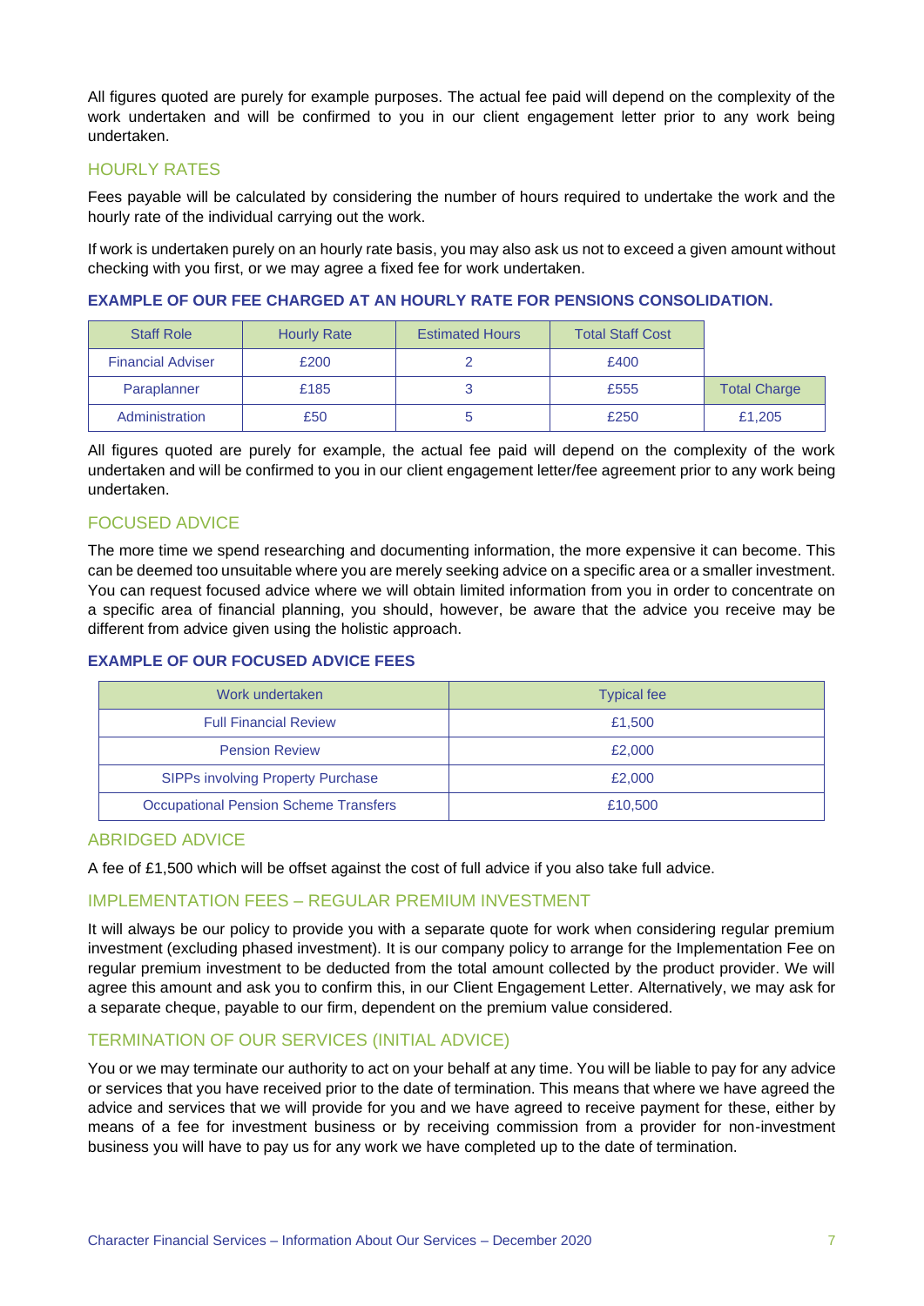All figures quoted are purely for example purposes. The actual fee paid will depend on the complexity of the work undertaken and will be confirmed to you in our client engagement letter prior to any work being undertaken.

## HOURLY RATES

Fees payable will be calculated by considering the number of hours required to undertake the work and the hourly rate of the individual carrying out the work.

If work is undertaken purely on an hourly rate basis, you may also ask us not to exceed a given amount without checking with you first, or we may agree a fixed fee for work undertaken.

### EXAMPLE OF OUR FEE CHARGED AT AN HOURLY RATE FOR PENSIONS CONSOLIDATION.

| Staff Role | Hourly Rate | Estimated Hours | Total Staff Cost | |
|---|---|---|---|---|
| Financial Adviser | £200 | 2 | £400 | |
| Paraplanner | £185 | 3 | £555 | Total Charge |
| Administration | £50 | 5 | £250 | £1,205 |

All figures quoted are purely for example, the actual fee paid will depend on the complexity of the work undertaken and will be confirmed to you in our client engagement letter/fee agreement prior to any work being undertaken.

## FOCUSED ADVICE

The more time we spend researching and documenting information, the more expensive it can become. This can be deemed too unsuitable where you are merely seeking advice on a specific area or a smaller investment. You can request focused advice where we will obtain limited information from you in order to concentrate on a specific area of financial planning, you should, however, be aware that the advice you receive may be different from advice given using the holistic approach.

### EXAMPLE OF OUR FOCUSED ADVICE FEES

| Work undertaken | Typical fee |
|---|---|
| Full Financial Review | £1,500 |
| Pension Review | £2,000 |
| SIPPs involving Property Purchase | £2,000 |
| Occupational Pension Scheme Transfers | £10,500 |

## ABRIDGED ADVICE

A fee of £1,500 which will be offset against the cost of full advice if you also take full advice.

## IMPLEMENTATION FEES – REGULAR PREMIUM INVESTMENT

It will always be our policy to provide you with a separate quote for work when considering regular premium investment (excluding phased investment). It is our company policy to arrange for the Implementation Fee on regular premium investment to be deducted from the total amount collected by the product provider. We will agree this amount and ask you to confirm this, in our Client Engagement Letter. Alternatively, we may ask for a separate cheque, payable to our firm, dependent on the premium value considered.

## TERMINATION OF OUR SERVICES (INITIAL ADVICE)

You or we may terminate our authority to act on your behalf at any time. You will be liable to pay for any advice or services that you have received prior to the date of termination. This means that where we have agreed the advice and services that we will provide for you and we have agreed to receive payment for these, either by means of a fee for investment business or by receiving commission from a provider for non-investment business you will have to pay us for any work we have completed up to the date of termination.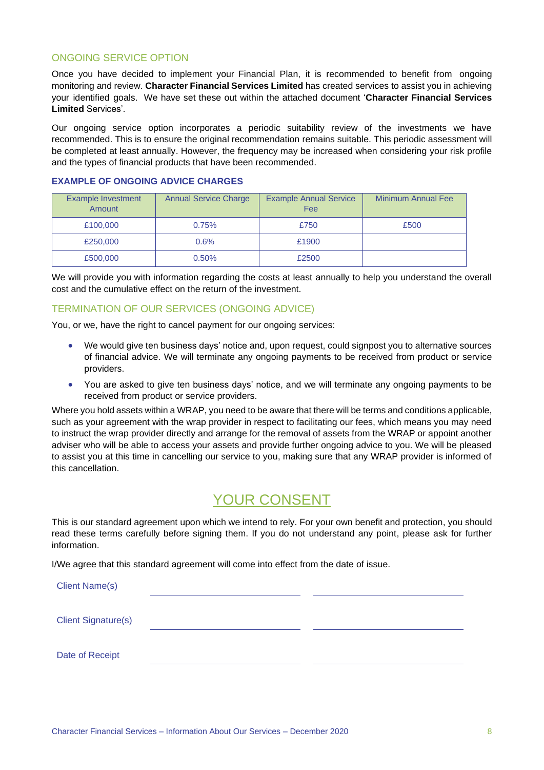## ONGOING SERVICE OPTION

Once you have decided to implement your Financial Plan, it is recommended to benefit from ongoing monitoring and review. **Character Financial Services Limited** has created services to assist you in achieving your identified goals. We have set these out within the attached document '**Character Financial Services Limited** Services'.

Our ongoing service option incorporates a periodic suitability review of the investments we have recommended. This is to ensure the original recommendation remains suitable. This periodic assessment will be completed at least annually. However, the frequency may be increased when considering your risk profile and the types of financial products that have been recommended.

### EXAMPLE OF ONGOING ADVICE CHARGES

| Example Investment Amount | Annual Service Charge | Example Annual Service Fee | Minimum Annual Fee |
|---|---|---|---|
| £100,000 | 0.75% | £750 | £500 |
| £250,000 | 0.6% | £1900 | |
| £500,000 | 0.50% | £2500 | |

We will provide you with information regarding the costs at least annually to help you understand the overall cost and the cumulative effect on the return of the investment.

## TERMINATION OF OUR SERVICES (ONGOING ADVICE)

You, or we, have the right to cancel payment for our ongoing services:

- We would give ten business days' notice and, upon request, could signpost you to alternative sources of financial advice. We will terminate any ongoing payments to be received from product or service providers.
- You are asked to give ten business days' notice, and we will terminate any ongoing payments to be received from product or service providers.

Where you hold assets within a WRAP, you need to be aware that there will be terms and conditions applicable, such as your agreement with the wrap provider in respect to facilitating our fees, which means you may need to instruct the wrap provider directly and arrange for the removal of assets from the WRAP or appoint another adviser who will be able to access your assets and provide further ongoing advice to you. We will be pleased to assist you at this time in cancelling our service to you, making sure that any WRAP provider is informed of this cancellation.

# YOUR CONSENT

This is our standard agreement upon which we intend to rely. For your own benefit and protection, you should read these terms carefully before signing them. If you do not understand any point, please ask for further information.

I/We agree that this standard agreement will come into effect from the date of issue.

| | | |
|---|---|---|
| Client Name(s) | | |
| Client Signature(s) | | |
| Date of Receipt | | |